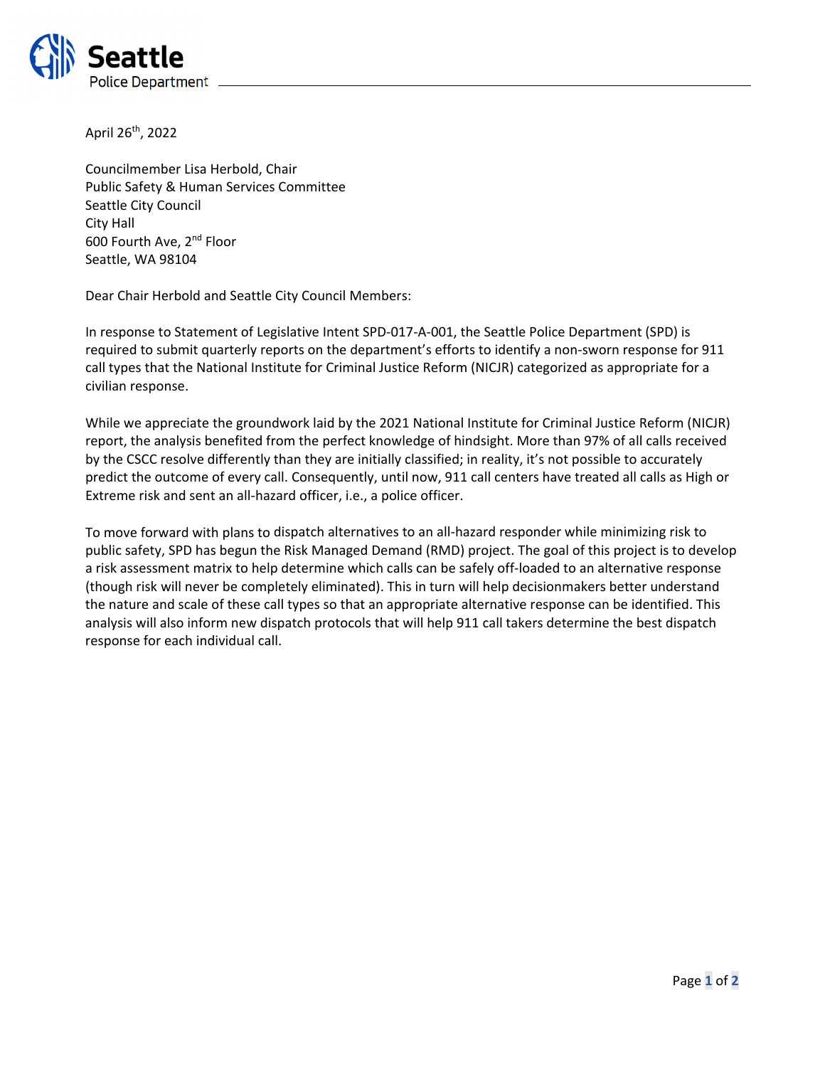Seattle Police Department

April 26th, 2022

Councilmember Lisa Herbold, Chair
Public Safety & Human Services Committee
Seattle City Council
City Hall
600 Fourth Ave, 2nd Floor
Seattle, WA 98104

Dear Chair Herbold and Seattle City Council Members:

In response to Statement of Legislative Intent SPD-017-A-001, the Seattle Police Department (SPD) is required to submit quarterly reports on the department's efforts to identify a non-sworn response for 911 call types that the National Institute for Criminal Justice Reform (NICJR) categorized as appropriate for a civilian response.

While we appreciate the groundwork laid by the 2021 National Institute for Criminal Justice Reform (NICJR) report, the analysis benefited from the perfect knowledge of hindsight. More than 97% of all calls received by the CSCC resolve differently than they are initially classified; in reality, it's not possible to accurately predict the outcome of every call. Consequently, until now, 911 call centers have treated all calls as High or Extreme risk and sent an all-hazard officer, i.e., a police officer.

To move forward with plans to dispatch alternatives to an all-hazard responder while minimizing risk to public safety, SPD has begun the Risk Managed Demand (RMD) project. The goal of this project is to develop a risk assessment matrix to help determine which calls can be safely off-loaded to an alternative response (though risk will never be completely eliminated). This in turn will help decisionmakers better understand the nature and scale of these call types so that an appropriate alternative response can be identified. This analysis will also inform new dispatch protocols that will help 911 call takers determine the best dispatch response for each individual call.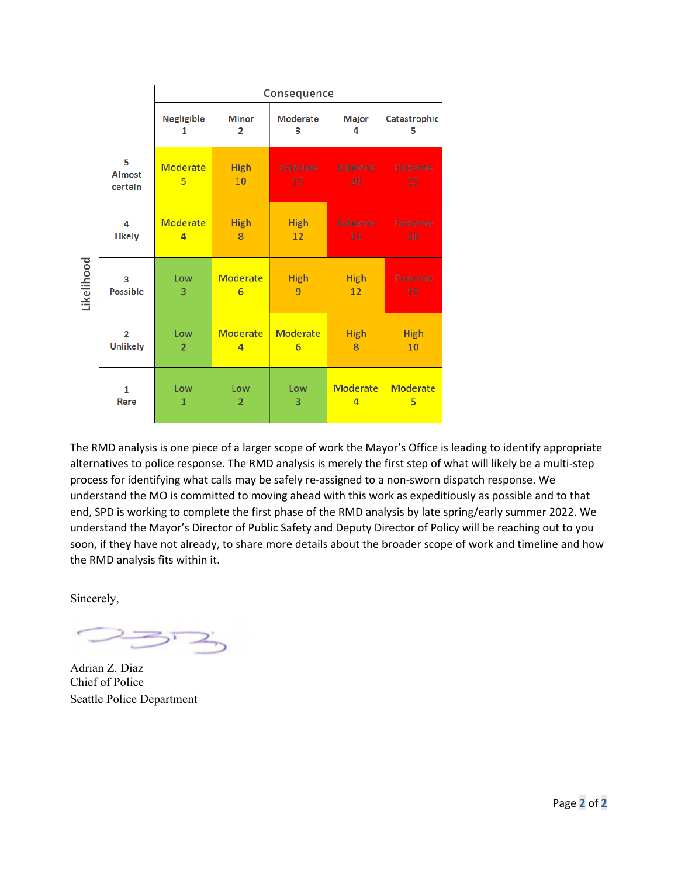| | | Consequence | | | | |
|---|---|---|---|---|---|---|
| | | Negligible 1 | Minor 2 | Moderate 3 | Major 4 | Catastrophic 5 |
| Likelihood | 5 Almost certain | Moderate 5 | High 10 | Extreme 15 | Extreme 20 | Extreme 25 |
| | 4 Likely | Moderate 4 | High 8 | High 12 | Extreme 16 | Extreme 20 |
| | 3 Possible | Low 3 | Moderate 6 | High 9 | High 12 | Extreme 15 |
| | 2 Unlikely | Low 2 | Moderate 4 | Moderate 6 | High 8 | High 10 |
| | 1 Rare | Low 1 | Low 2 | Low 3 | Moderate 4 | Moderate 5 |

The RMD analysis is one piece of a larger scope of work the Mayor's Office is leading to identify appropriate alternatives to police response. The RMD analysis is merely the first step of what will likely be a multi-step process for identifying what calls may be safely re-assigned to a non-sworn dispatch response. We understand the MO is committed to moving ahead with this work as expeditiously as possible and to that end, SPD is working to complete the first phase of the RMD analysis by late spring/early summer 2022. We understand the Mayor's Director of Public Safety and Deputy Director of Policy will be reaching out to you soon, if they have not already, to share more details about the broader scope of work and timeline and how the RMD analysis fits within it.

Sincerely,

Adrian Z. Diaz
Chief of Police
Seattle Police Department